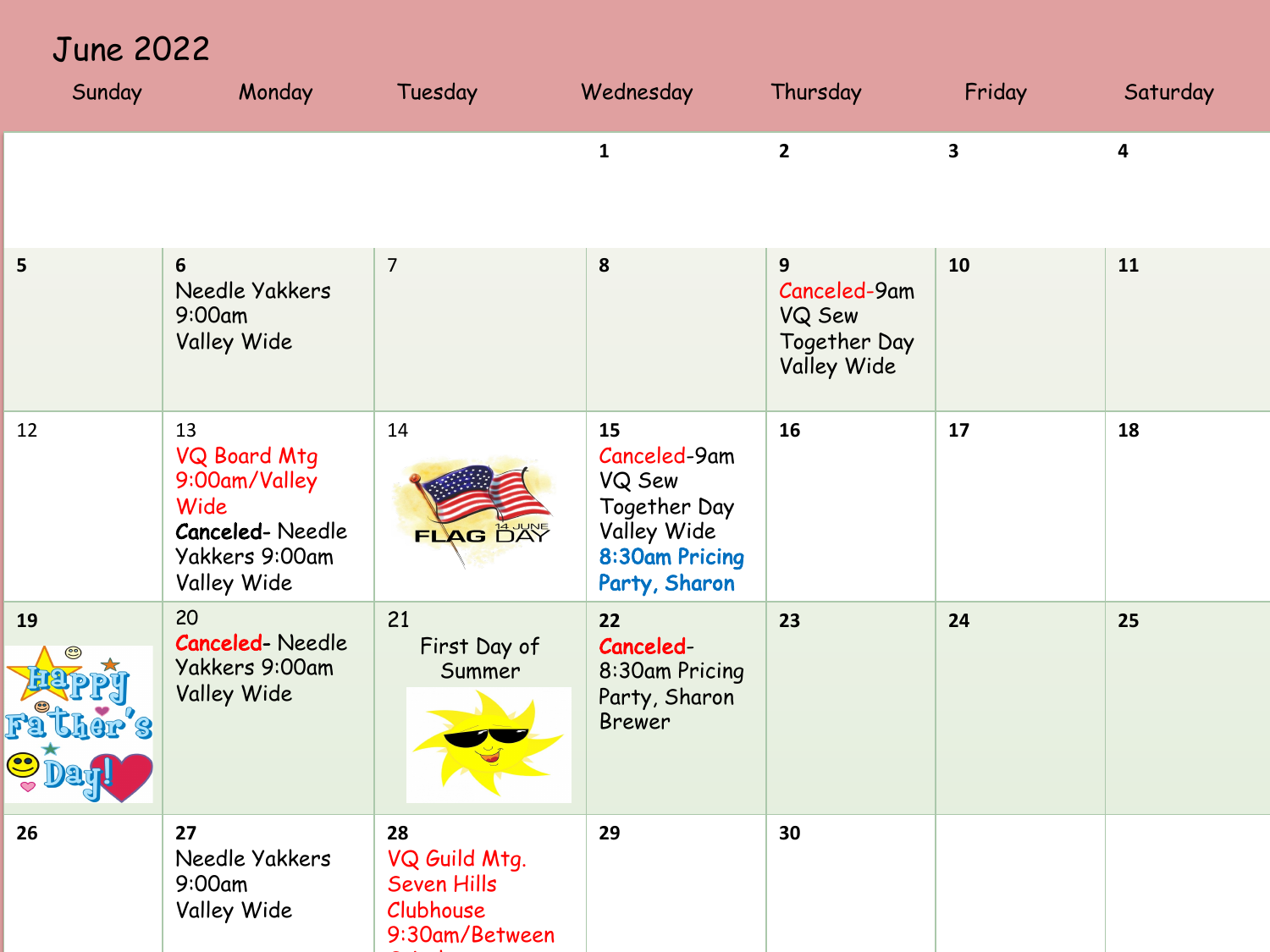# June 2022

| Sunday | Monday | Tuesday | Wednesday | Thursday | Friday | Saturday |
|---|---|---|---|---|---|---|
| | | | 1 | 2 | 3 | 4 |
| 5 | 6 Needle Yakkers 9:00am Valley Wide | 7 | 8 | 9 Canceled-9am VQ Sew Together Day Valley Wide | 10 | 11 |
| 12 | 13 VQ Board Mtg 9:00am/Valley Wide **Canceled**- Needle Yakkers 9:00am Valley Wide | 14 FLAG 14 JUNE DAY | 15 Canceled-9am VQ Sew Together Day Valley Wide **8:30am Pricing Party, Sharon** | 16 | 17 | 18 |
| 19 Happy Father's Day! | 20 **Canceled**- Needle Yakkers 9:00am Valley Wide | 21 First Day of Summer | 22 **Canceled**- 8:30am Pricing Party, Sharon Brewer | 23 | 24 | 25 |
| 26 | 27 Needle Yakkers 9:00am Valley Wide | 28 VQ Guild Mtg. Seven Hills Clubhouse 9:30am/Between | 29 | 30 | | |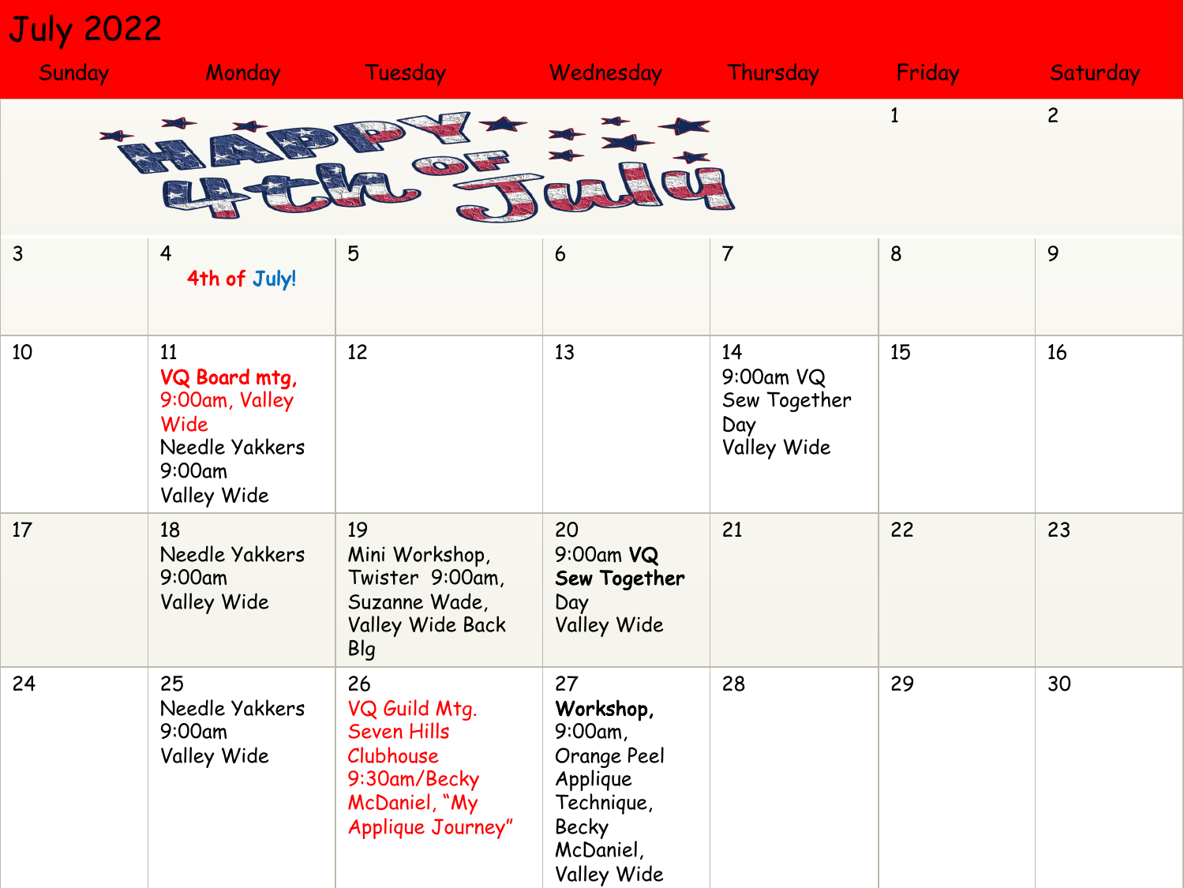# July 2022

| Sunday | Monday | Tuesday | Wednesday | Thursday | Friday | Saturday |
|---|---|---|---|---|---|---|
| HAPPY 4th of July | | | | | 1 | 2 |
| 3 | 4 4th of July! | 5 | 6 | 7 | 8 | 9 |
| 10 | 11 **VQ Board mtg,** 9:00am, Valley Wide Needle Yakkers 9:00am Valley Wide | 12 | 13 | 14 9:00am VQ Sew Together Day Valley Wide | 15 | 16 |
| 17 | 18 Needle Yakkers 9:00am Valley Wide | 19 Mini Workshop, Twister 9:00am, Suzanne Wade, Valley Wide Back Blg | 20 9:00am **VQ Sew Together** Day Valley Wide | 21 | 22 | 23 |
| 24 | 25 Needle Yakkers 9:00am Valley Wide | 26 VQ Guild Mtg. Seven Hills Clubhouse 9:30am/Becky McDaniel, "My Applique Journey" | 27 **Workshop,** 9:00am, Orange Peel Applique Technique, Becky McDaniel, Valley Wide | 28 | 29 | 30 |